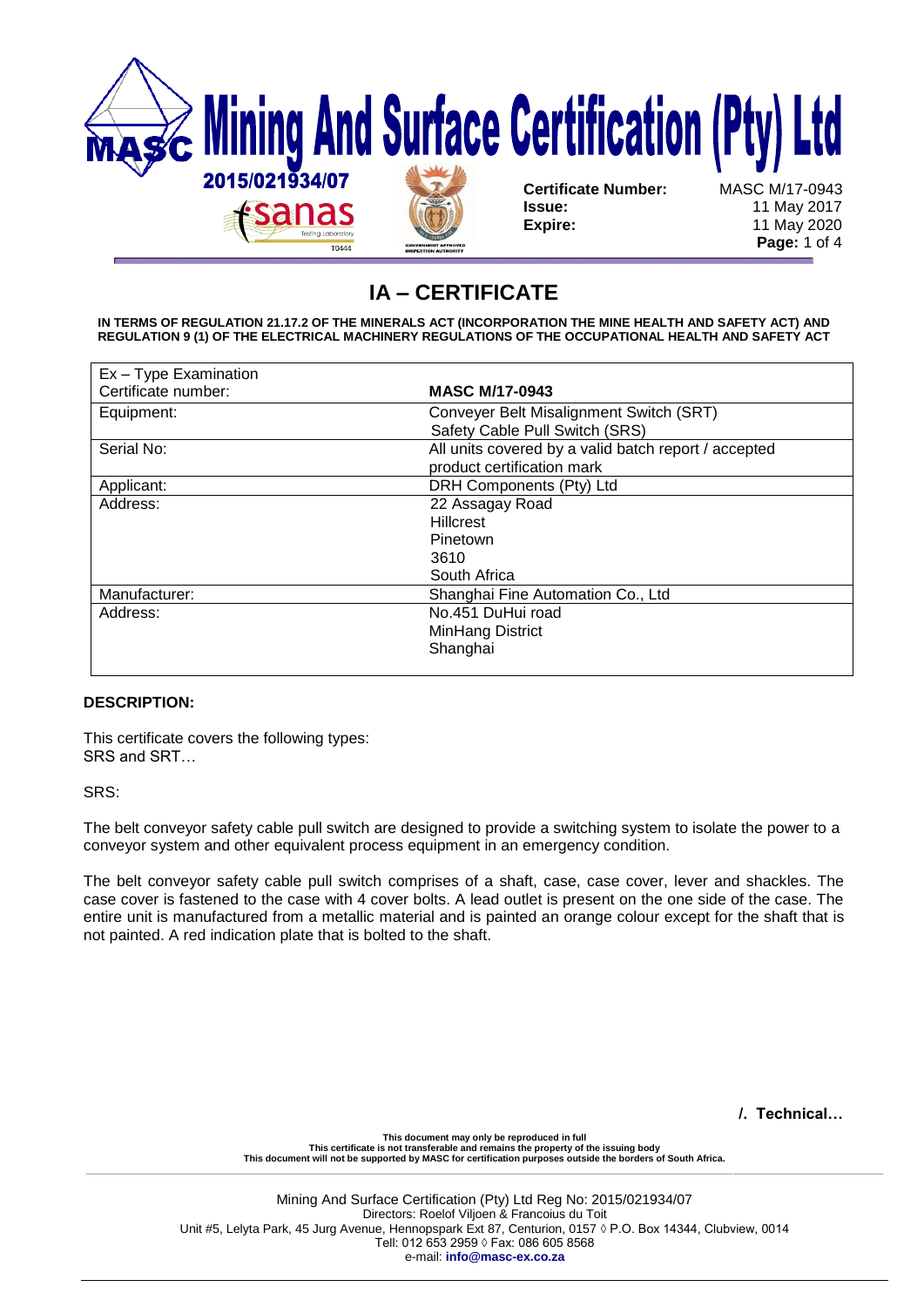# Mining And Surface Certification (Pty) Ltd

2015/021934/07

| | |
|---|---|
| **Certificate Number:** | MASC M/17-0943 |
| **Issue:** | 11 May 2017 |
| **Expire:** | 11 May 2020 |

## IA – CERTIFICATE

**IN TERMS OF REGULATION 21.17.2 OF THE MINERALS ACT (INCORPORATION THE MINE HEALTH AND SAFETY ACT) AND REGULATION 9 (1) OF THE ELECTRICAL MACHINERY REGULATIONS OF THE OCCUPATIONAL HEALTH AND SAFETY ACT**

| | |
|---|---|
| Ex – Type Examination Certificate number: | **MASC M/17-0943** |
| Equipment: | Conveyer Belt Misalignment Switch (SRT) Safety Cable Pull Switch (SRS) |
| Serial No: | All units covered by a valid batch report / accepted product certification mark |
| Applicant: | DRH Components (Pty) Ltd |
| Address: | 22 Assagay Road<br>Hillcrest<br>Pinetown<br>3610<br>South Africa |
| Manufacturer: | Shanghai Fine Automation Co., Ltd |
| Address: | No.451 DuHui road<br>MinHang District<br>Shanghai |

**DESCRIPTION:**

This certificate covers the following types:
SRS and SRT…

SRS:

The belt conveyor safety cable pull switch are designed to provide a switching system to isolate the power to a conveyor system and other equivalent process equipment in an emergency condition.

The belt conveyor safety cable pull switch comprises of a shaft, case, case cover, lever and shackles. The case cover is fastened to the case with 4 cover bolts. A lead outlet is present on the one side of the case. The entire unit is manufactured from a metallic material and is painted an orange colour except for the shaft that is not painted. A red indication plate that is bolted to the shaft.

**/. Technical…**

**This document may only be reproduced in full**
**This certificate is not transferable and remains the property of the issuing body**
**This document will not be supported by MASC for certification purposes outside the borders of South Africa.**

Mining And Surface Certification (Pty) Ltd Reg No: 2015/021934/07
Directors: Roelof Viljoen & Francoius du Toit
Unit #5, Lelyta Park, 45 Jurg Avenue, Hennopspark Ext 87, Centurion, 0157 ◊ P.O. Box 14344, Clubview, 0014
Tell: 012 653 2959 ◊ Fax: 086 605 8568
e-mail: **info@masc-ex.co.za**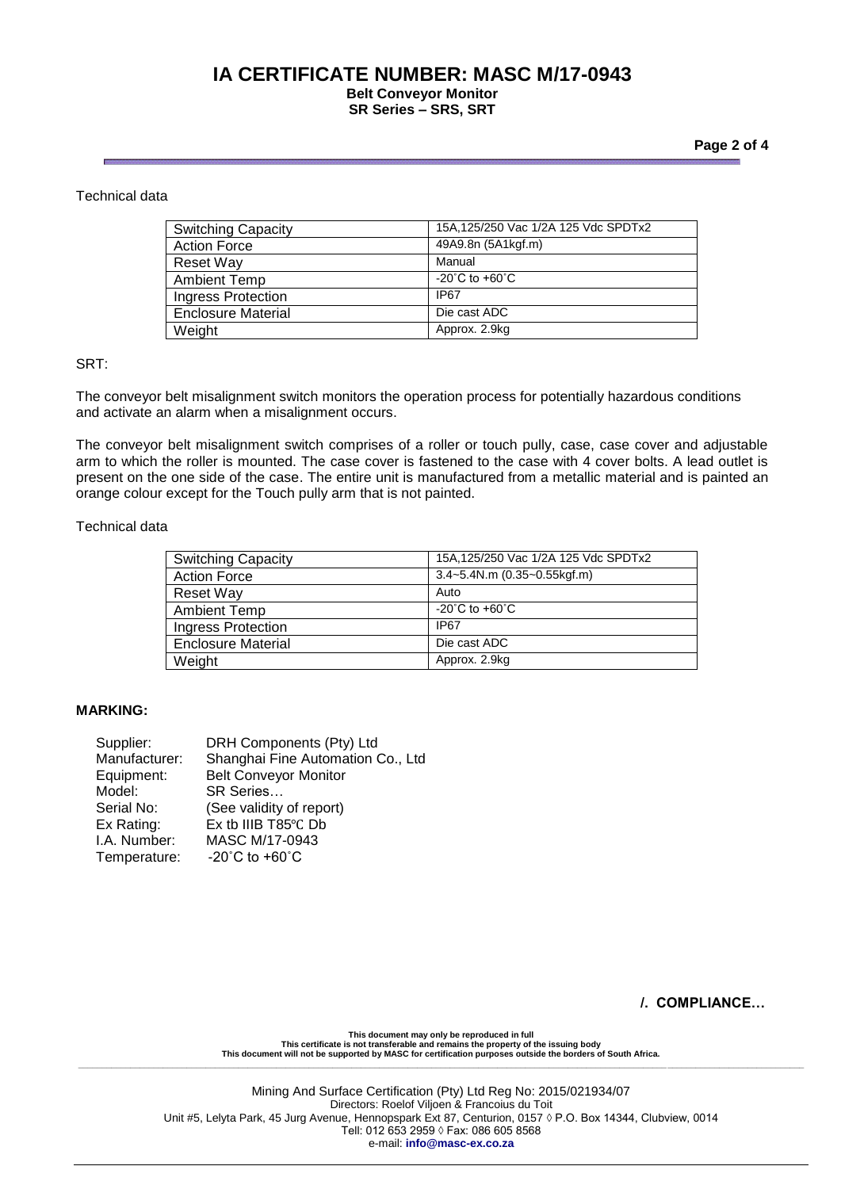Technical data

| Switching Capacity | 15A,125/250 Vac 1/2A 125 Vdc SPDTx2 |
| --- | --- |
| Action Force | 49A9.8n (5A1kgf.m) |
| Reset Way | Manual |
| Ambient Temp | -20˚C to +60˚C |
| Ingress Protection | IP67 |
| Enclosure Material | Die cast ADC |
| Weight | Approx. 2.9kg |

SRT:

The conveyor belt misalignment switch monitors the operation process for potentially hazardous conditions and activate an alarm when a misalignment occurs.

The conveyor belt misalignment switch comprises of a roller or touch pully, case, case cover and adjustable arm to which the roller is mounted. The case cover is fastened to the case with 4 cover bolts. A lead outlet is present on the one side of the case. The entire unit is manufactured from a metallic material and is painted an orange colour except for the Touch pully arm that is not painted.

Technical data

| Switching Capacity | 15A,125/250 Vac 1/2A 125 Vdc SPDTx2 |
| --- | --- |
| Action Force | 3.4~5.4N.m (0.35~0.55kgf.m) |
| Reset Way | Auto |
| Ambient Temp | -20˚C to +60˚C |
| Ingress Protection | IP67 |
| Enclosure Material | Die cast ADC |
| Weight | Approx. 2.9kg |

**MARKING:**

| | |
| --- | --- |
| Supplier: | DRH Components (Pty) Ltd |
| Manufacturer: | Shanghai Fine Automation Co., Ltd |
| Equipment: | Belt Conveyor Monitor |
| Model: | SR Series… |
| Serial No: | (See validity of report) |
| Ex Rating: | Ex tb IIIB T85℃ Db |
| I.A. Number: | MASC M/17-0943 |
| Temperature: | -20˚C to +60˚C |

**/. COMPLIANCE…**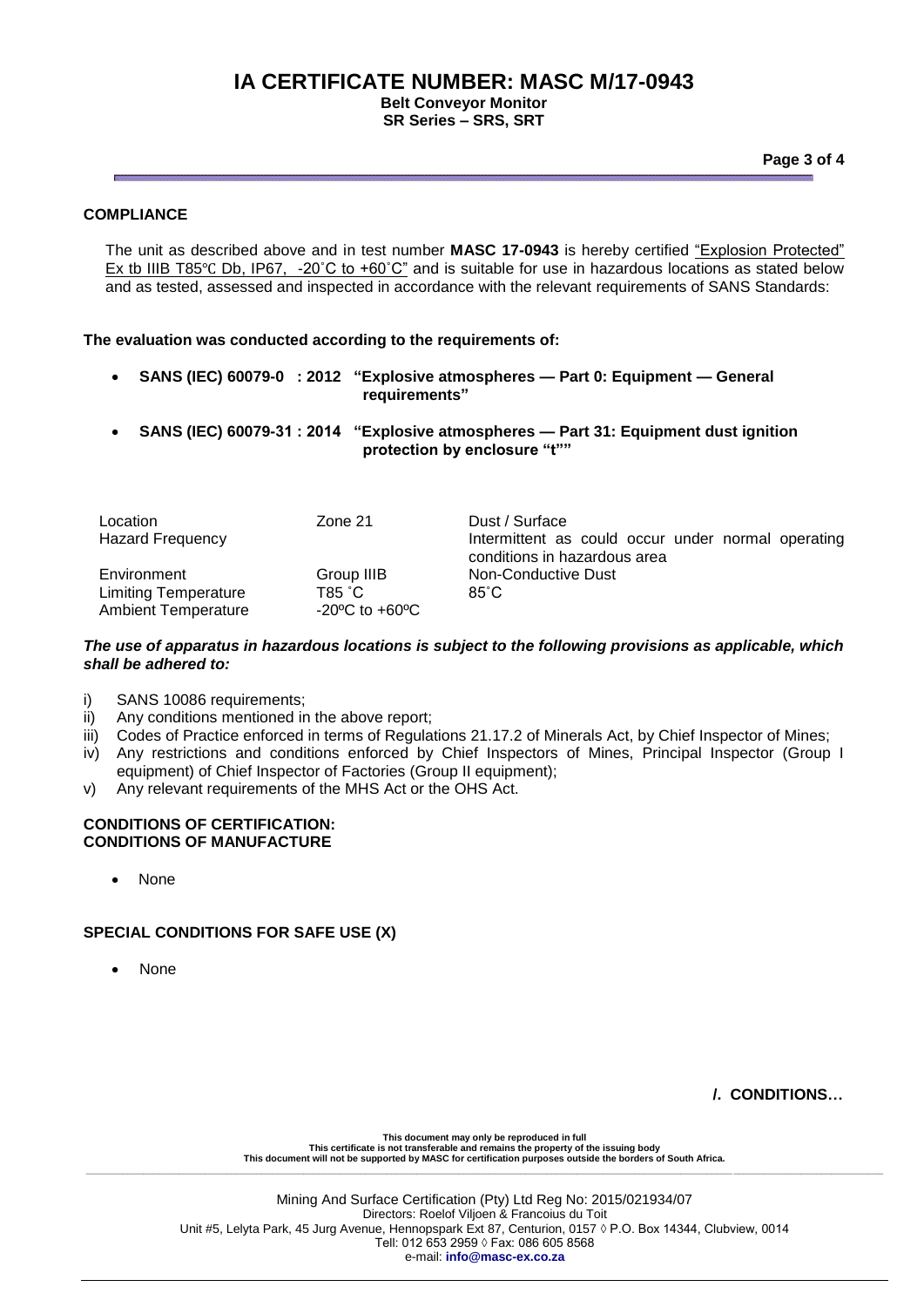### COMPLIANCE

The unit as described above and in test number **MASC 17-0943** is hereby certified "Explosion Protected" Ex tb IIIB T85℃ Db, IP67, -20˚C to +60˚C" and is suitable for use in hazardous locations as stated below and as tested, assessed and inspected in accordance with the relevant requirements of SANS Standards:

**The evaluation was conducted according to the requirements of:**

- **SANS (IEC) 60079-0 : 2012 "Explosive atmospheres — Part 0: Equipment — General requirements"**
- **SANS (IEC) 60079-31 : 2014 "Explosive atmospheres — Part 31: Equipment dust ignition protection by enclosure "t""**

| | | |
|---|---|---|
| Location | Zone 21 | Dust / Surface |
| Hazard Frequency | | Intermittent as could occur under normal operating conditions in hazardous area |
| Environment | Group IIIB | Non-Conductive Dust |
| Limiting Temperature | T85 ˚C | 85˚C |
| Ambient Temperature | -20ºC to +60ºC | |

***The use of apparatus in hazardous locations is subject to the following provisions as applicable, which shall be adhered to:***

i) SANS 10086 requirements;
ii) Any conditions mentioned in the above report;
iii) Codes of Practice enforced in terms of Regulations 21.17.2 of Minerals Act, by Chief Inspector of Mines;
iv) Any restrictions and conditions enforced by Chief Inspectors of Mines, Principal Inspector (Group I equipment) of Chief Inspector of Factories (Group II equipment);
v) Any relevant requirements of the MHS Act or the OHS Act.

### CONDITIONS OF CERTIFICATION:
### CONDITIONS OF MANUFACTURE

- None

### SPECIAL CONDITIONS FOR SAFE USE (X)

- None

**/. CONDITIONS…**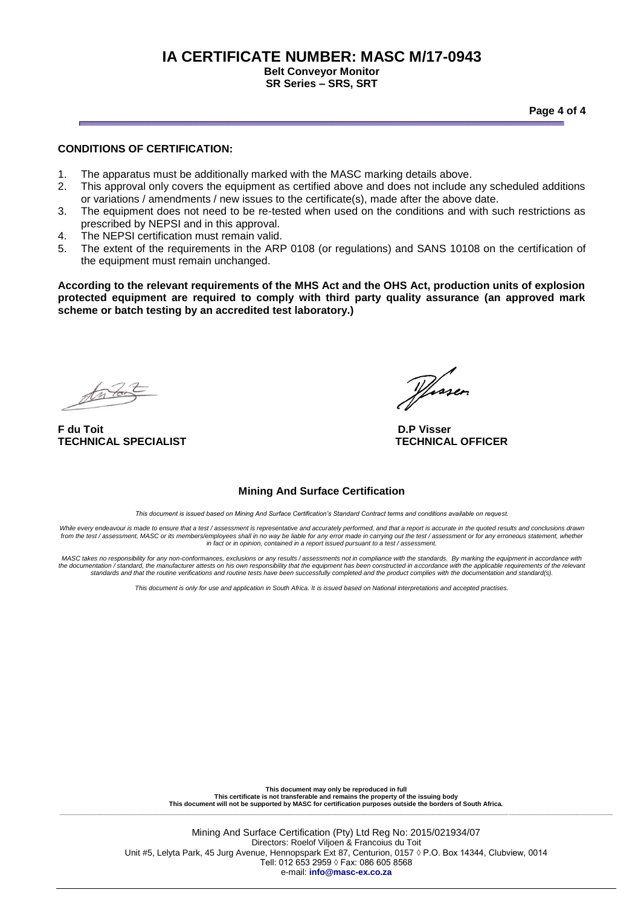**CONDITIONS OF CERTIFICATION:**

1. The apparatus must be additionally marked with the MASC marking details above.
2. This approval only covers the equipment as certified above and does not include any scheduled additions or variations / amendments / new issues to the certificate(s), made after the above date.
3. The equipment does not need to be re-tested when used on the conditions and with such restrictions as prescribed by NEPSI and in this approval.
4. The NEPSI certification must remain valid.
5. The extent of the requirements in the ARP 0108 (or regulations) and SANS 10108 on the certification of the equipment must remain unchanged.

**According to the relevant requirements of the MHS Act and the OHS Act, production units of explosion protected equipment are required to comply with third party quality assurance (an approved mark scheme or batch testing by an accredited test laboratory.)**

**F du Toit**
**TECHNICAL SPECIALIST**

**D.P Visser**
**TECHNICAL OFFICER**

**Mining And Surface Certification**

*This document is issued based on Mining And Surface Certification's Standard Contract terms and conditions available on request.*

*While every endeavour is made to ensure that a test / assessment is representative and accurately performed, and that a report is accurate in the quoted results and conclusions drawn from the test / assessment, MASC or its members/employees shall in no way be liable for any error made in carrying out the test / assessment or for any erroneous statement, whether in fact or in opinion, contained in a report issued pursuant to a test / assessment.*

*MASC takes no responsibility for any non-conformances, exclusions or any results / assessments not in compliance with the standards. By marking the equipment in accordance with the documentation / standard, the manufacturer attests on his own responsibility that the equipment has been constructed in accordance with the applicable requirements of the relevant standards and that the routine verifications and routine tests have been successfully completed and the product complies with the documentation and standard(s).*

*This document is only for use and application in South Africa. It is issued based on National interpretations and accepted practises.*

**This document may only be reproduced in full**
**This certificate is not transferable and remains the property of the issuing body**
**This document will not be supported by MASC for certification purposes outside the borders of South Africa.**

Mining And Surface Certification (Pty) Ltd Reg No: 2015/021934/07
Directors: Roelof Viljoen & Francoius du Toit
Unit #5, Lelyta Park, 45 Jurg Avenue, Hennopspark Ext 87, Centurion, 0157 ◊ P.O. Box 14344, Clubview, 0014
Tell: 012 653 2959 ◊ Fax: 086 605 8568
e-mail: **info@masc-ex.co.za**